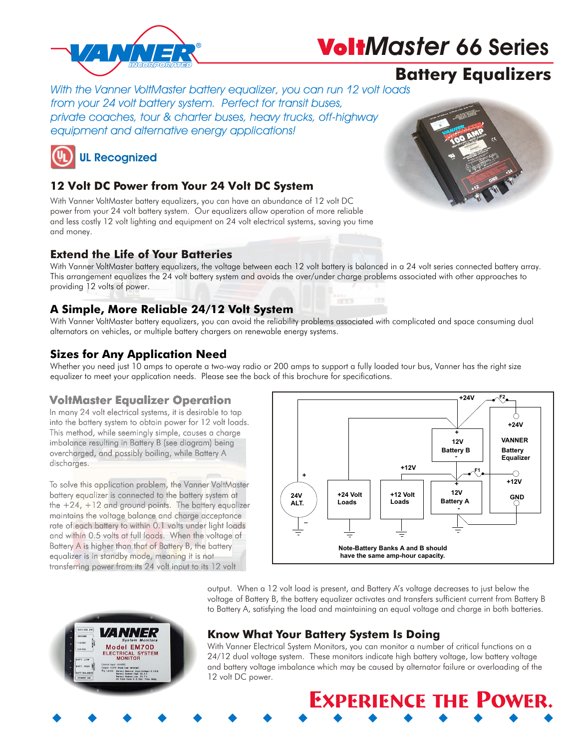# VoltMaster 66 Series

## Battery Equalizers

*With the Vanner VoltMaster battery equalizer, you can run 12 volt loads from your 24 volt battery system. Perfect for transit buses, private coaches, tour & charter buses, heavy trucks, off-highway equipment and alternative energy applications!*

**UL Recognized**

### 12 Volt DC Power from Your 24 Volt DC System

With Vanner VoltMaster battery equalizers, you can have an abundance of 12 volt DC power from your 24 volt battery system. Our equalizers allow operation of more reliable and less costly 12 volt lighting and equipment on 24 volt electrical systems, saving you time and money.

### Extend the Life of Your Batteries

With Vanner VoltMaster battery equalizers, the voltage between each 12 volt battery is balanced in a 24 volt series connected battery array. This arrangement equalizes the 24 volt battery system and avoids the over/under charge problems associated with other approaches to providing 12 volts of power.

### A Simple, More Reliable 24/12 Volt System

With Vanner VoltMaster battery equalizers, you can avoid the reliability problems associated with complicated and space consuming dual alternators on vehicles, or multiple battery chargers on renewable energy systems.

### Sizes for Any Application Need

Whether you need just 10 amps to operate a two-way radio or 200 amps to support a fully loaded tour bus, Vanner has the right size equalizer to meet your application needs. Please see the back of this brochure for specifications.

### VoltMaster Equalizer Operation

In many 24 volt electrical systems, it is desirable to tap into the battery system to obtain power for 12 volt loads. This method, while seemingly simple, causes a charge imbalance resulting in Battery B (see diagram) being overcharged, and possibly boiling, while Battery A discharges.

To solve this application problem, the Vanner VoltMaster battery equalizer is connected to the battery system at the +24, +12 and ground points. The battery equalizer maintains the voltage balance and charge acceptance rate of each battery to within 0.1 volts under light loads and within 0.5 volts at full loads. When the voltage of Battery A is higher than that of Battery B, the battery equalizer is in standby mode, meaning it is not transferring power from its 24 volt input to its 12 volt output. When a 12 volt load is present, and Battery A's voltage decreases to just below the voltage of Battery B, the battery equalizer activates and transfers sufficient current from Battery B to Battery A, satisfying the load and maintaining an equal voltage and charge in both batteries.

Note-Battery Banks A and B should have the same amp-hour capacity.

### Know What Your Battery System Is Doing

With Vanner Electrical System Monitors, you can monitor a number of critical functions on a 24/12 dual voltage system. These monitors indicate high battery voltage, low battery voltage and battery voltage imbalance which may be caused by alternator failure or overloading of the 12 volt DC power.

**EXPERIENCE THE POWER.**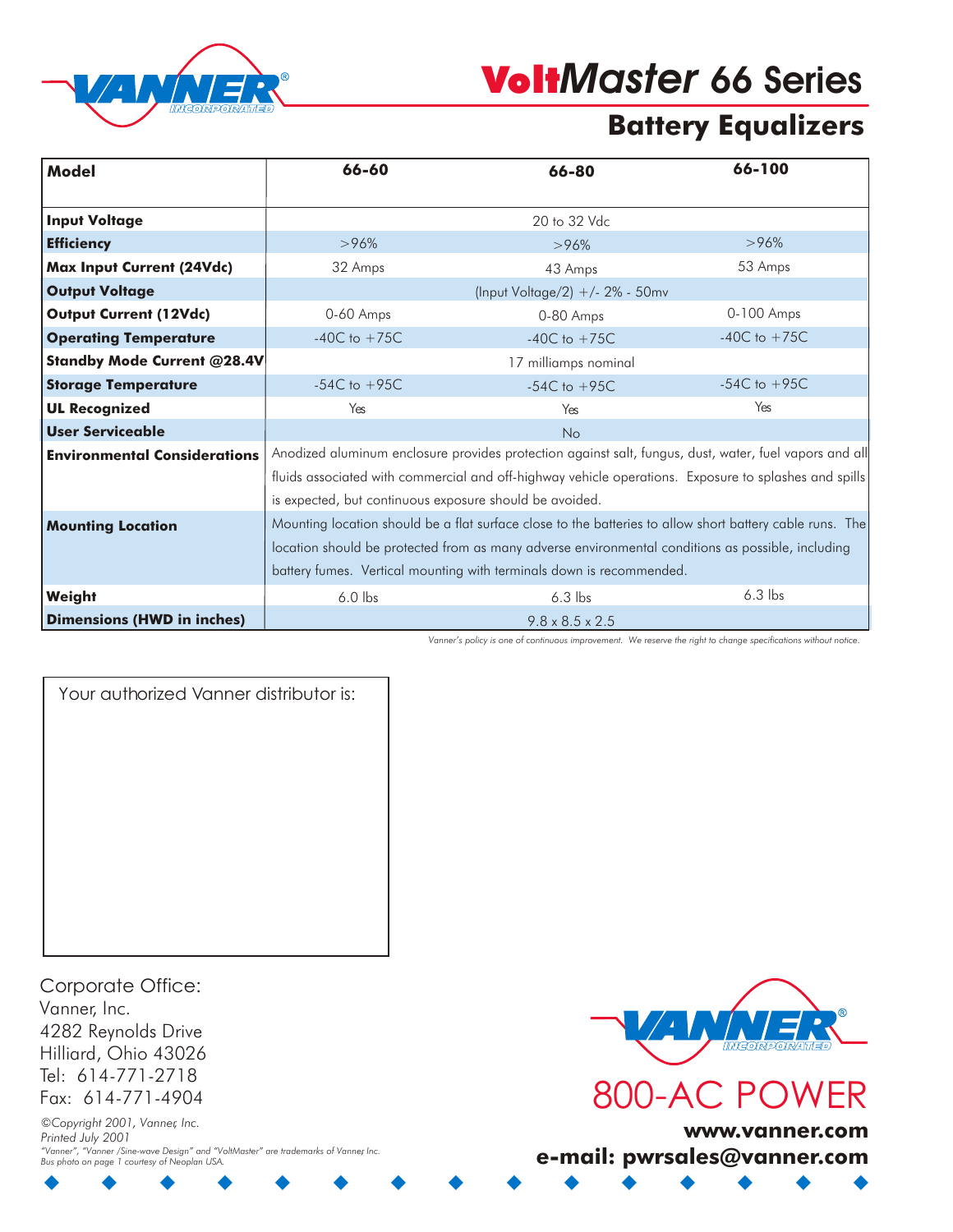# VoltMaster 66 Series

## Battery Equalizers

| Model | 66-60 | 66-80 | 66-100 |
|---|---|---|---|
| Input Voltage | 20 to 32 Vdc | | |
| Efficiency | >96% | >96% | >96% |
| Max Input Current (24Vdc) | 32 Amps | 43 Amps | 53 Amps |
| Output Voltage | (Input Voltage/2) +/- 2% - 50mv | | |
| Output Current (12Vdc) | 0-60 Amps | 0-80 Amps | 0-100 Amps |
| Operating Temperature | -40C to +75C | -40C to +75C | -40C to +75C |
| Standby Mode Current @28.4V | 17 milliamps nominal | | |
| Storage Temperature | -54C to +95C | -54C to +95C | -54C to +95C |
| UL Recognized | Yes | Yes | Yes |
| User Serviceable | No | | |
| Environmental Considerations | Anodized aluminum enclosure provides protection against salt, fungus, dust, water, fuel vapors and all fluids associated with commercial and off-highway vehicle operations. Exposure to splashes and spills is expected, but continuous exposure should be avoided. | | |
| Mounting Location | Mounting location should be a flat surface close to the batteries to allow short battery cable runs. The location should be protected from as many adverse environmental conditions as possible, including battery fumes. Vertical mounting with terminals down is recommended. | | |
| Weight | 6.0 lbs | 6.3 lbs | 6.3 lbs |
| Dimensions (HWD in inches) | 9.8 x 8.5 x 2.5 | | |

*Vanner's policy is one of continuous improvement. We reserve the right to change specifications without notice.*

Your authorized Vanner distributor is:

Corporate Office:
Vanner, Inc.
4282 Reynolds Drive
Hilliard, Ohio 43026
Tel: 614-771-2718
Fax: 614-771-4904

*©Copyright 2001, Vanner, Inc.*
*Printed July 2001*
*"Vanner", "Vanner /Sine-wave Design" and "VoltMaster" are trademarks of Vanner, Inc.*
*Bus photo on page 1 courtesy of Neoplan USA.*

800-AC POWER

**www.vanner.com**

**e-mail: pwrsales@vanner.com**